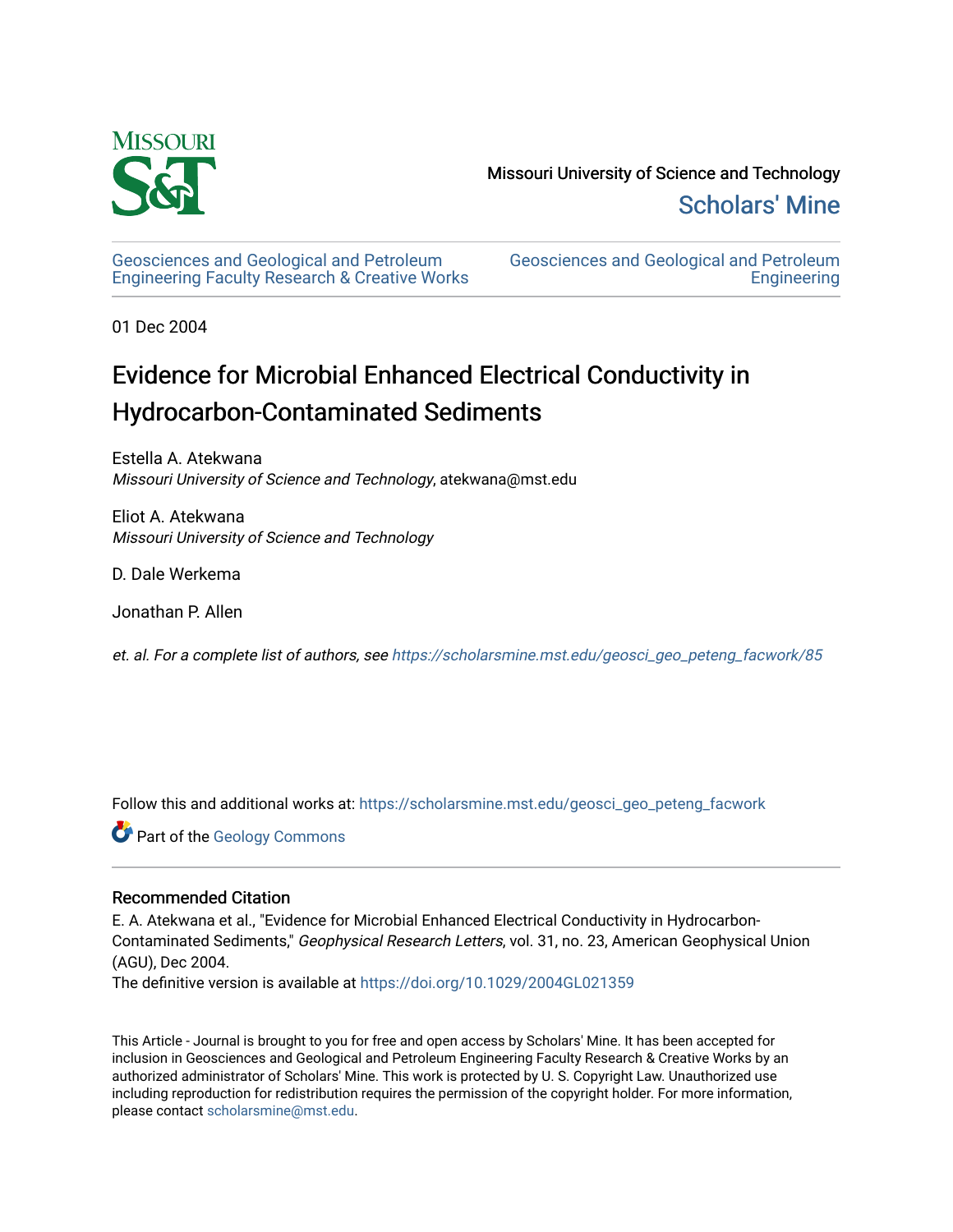Missouri University of Science and Technology

Scholars' Mine

Geosciences and Geological and Petroleum Engineering Faculty Research & Creative Works

Geosciences and Geological and Petroleum Engineering

01 Dec 2004

# Evidence for Microbial Enhanced Electrical Conductivity in Hydrocarbon-Contaminated Sediments

Estella A. Atekwana
*Missouri University of Science and Technology*, atekwana@mst.edu

Eliot A. Atekwana
*Missouri University of Science and Technology*

D. Dale Werkema

Jonathan P. Allen

*et. al. For a complete list of authors, see* https://scholarsmine.mst.edu/geosci_geo_peteng_facwork/85

Follow this and additional works at: https://scholarsmine.mst.edu/geosci_geo_peteng_facwork

Part of the Geology Commons

## Recommended Citation

E. A. Atekwana et al., "Evidence for Microbial Enhanced Electrical Conductivity in Hydrocarbon-Contaminated Sediments," *Geophysical Research Letters*, vol. 31, no. 23, American Geophysical Union (AGU), Dec 2004.

The definitive version is available at https://doi.org/10.1029/2004GL021359

This Article - Journal is brought to you for free and open access by Scholars' Mine. It has been accepted for inclusion in Geosciences and Geological and Petroleum Engineering Faculty Research & Creative Works by an authorized administrator of Scholars' Mine. This work is protected by U. S. Copyright Law. Unauthorized use including reproduction for redistribution requires the permission of the copyright holder. For more information, please contact scholarsmine@mst.edu.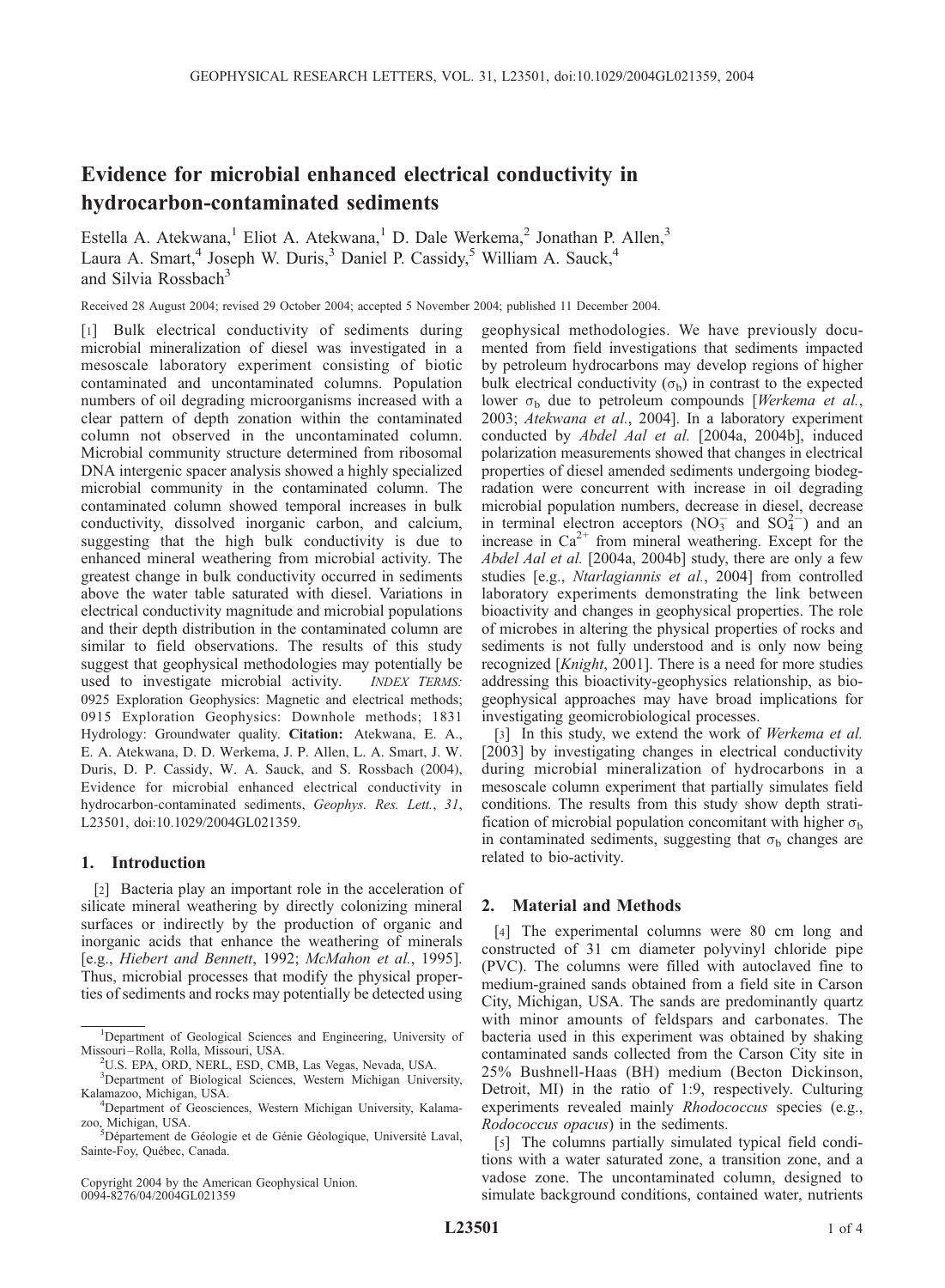# Evidence for microbial enhanced electrical conductivity in hydrocarbon-contaminated sediments

Estella A. Atekwana,[1] Eliot A. Atekwana,[1] D. Dale Werkema,[2] Jonathan P. Allen,[3] Laura A. Smart,[4] Joseph W. Duris,[3] Daniel P. Cassidy,[5] William A. Sauck,[4] and Silvia Rossbach[3]

Received 28 August 2004; revised 29 October 2004; accepted 5 November 2004; published 11 December 2004.

[1] Bulk electrical conductivity of sediments during microbial mineralization of diesel was investigated in a mesoscale laboratory experiment consisting of biotic contaminated and uncontaminated columns. Population numbers of oil degrading microorganisms increased with a clear pattern of depth zonation within the contaminated column not observed in the uncontaminated column. Microbial community structure determined from ribosomal DNA intergenic spacer analysis showed a highly specialized microbial community in the contaminated column. The contaminated column showed temporal increases in bulk conductivity, dissolved inorganic carbon, and calcium, suggesting that the high bulk conductivity is due to enhanced mineral weathering from microbial activity. The greatest change in bulk conductivity occurred in sediments above the water table saturated with diesel. Variations in electrical conductivity magnitude and microbial populations and their depth distribution in the contaminated column are similar to field observations. The results of this study suggest that geophysical methodologies may potentially be used to investigate microbial activity. *INDEX TERMS:* 0925 Exploration Geophysics: Magnetic and electrical methods; 0915 Exploration Geophysics: Downhole methods; 1831 Hydrology: Groundwater quality. **Citation:** Atekwana, E. A., E. A. Atekwana, D. D. Werkema, J. P. Allen, L. A. Smart, J. W. Duris, D. P. Cassidy, W. A. Sauck, and S. Rossbach (2004), Evidence for microbial enhanced electrical conductivity in hydrocarbon-contaminated sediments, *Geophys. Res. Lett.*, *31*, L23501, doi:10.1029/2004GL021359.

## 1. Introduction

[2] Bacteria play an important role in the acceleration of silicate mineral weathering by directly colonizing mineral surfaces or indirectly by the production of organic and inorganic acids that enhance the weathering of minerals [e.g., *Hiebert and Bennett*, 1992; *McMahon et al.*, 1995]. Thus, microbial processes that modify the physical properties of sediments and rocks may potentially be detected using geophysical methodologies. We have previously documented from field investigations that sediments impacted by petroleum hydrocarbons may develop regions of higher bulk electrical conductivity ($\sigma_b$) in contrast to the expected lower $\sigma_b$ due to petroleum compounds [*Werkema et al.*, 2003; *Atekwana et al.*, 2004]. In a laboratory experiment conducted by *Abdel Aal et al.* [2004a, 2004b], induced polarization measurements showed that changes in electrical properties of diesel amended sediments undergoing biodegradation were concurrent with increase in oil degrading microbial population numbers, decrease in diesel, decrease in terminal electron acceptors ($NO_3^-$ and $SO_4^{2-}$) and an increase in $Ca^{2+}$ from mineral weathering. Except for the *Abdel Aal et al.* [2004a, 2004b] study, there are only a few studies [e.g., *Ntarlagiannis et al.*, 2004] from controlled laboratory experiments demonstrating the link between bioactivity and changes in geophysical properties. The role of microbes in altering the physical properties of rocks and sediments is not fully understood and is only now being recognized [*Knight*, 2001]. There is a need for more studies addressing this bioactivity-geophysics relationship, as biogeophysical approaches may have broad implications for investigating geomicrobiological processes.

[3] In this study, we extend the work of *Werkema et al.* [2003] by investigating changes in electrical conductivity during microbial mineralization of hydrocarbons in a mesoscale column experiment that partially simulates field conditions. The results from this study show depth stratification of microbial population concomitant with higher $\sigma_b$ in contaminated sediments, suggesting that $\sigma_b$ changes are related to bio-activity.

## 2. Material and Methods

[4] The experimental columns were 80 cm long and constructed of 31 cm diameter polyvinyl chloride pipe (PVC). The columns were filled with autoclaved fine to medium-grained sands obtained from a field site in Carson City, Michigan, USA. The sands are predominantly quartz with minor amounts of feldspars and carbonates. The bacteria used in this experiment was obtained by shaking contaminated sands collected from the Carson City site in 25% Bushnell-Haas (BH) medium (Becton Dickinson, Detroit, MI) in the ratio of 1:9, respectively. Culturing experiments revealed mainly *Rhodococcus* species (e.g., *Rodococcus opacus*) in the sediments.

[5] The columns partially simulated typical field conditions with a water saturated zone, a transition zone, and a vadose zone. The uncontaminated column, designed to simulate background conditions, contained water, nutrients

---

[1]Department of Geological Sciences and Engineering, University of Missouri–Rolla, Rolla, Missouri, USA.
[2]U.S. EPA, ORD, NERL, ESD, CMB, Las Vegas, Nevada, USA.
[3]Department of Biological Sciences, Western Michigan University, Kalamazoo, Michigan, USA.
[4]Department of Geosciences, Western Michigan University, Kalamazoo, Michigan, USA.
[5]Département de Géologie et de Génie Géologique, Université Laval, Sainte-Foy, Québec, Canada.

Copyright 2004 by the American Geophysical Union.
0094-8276/04/2004GL021359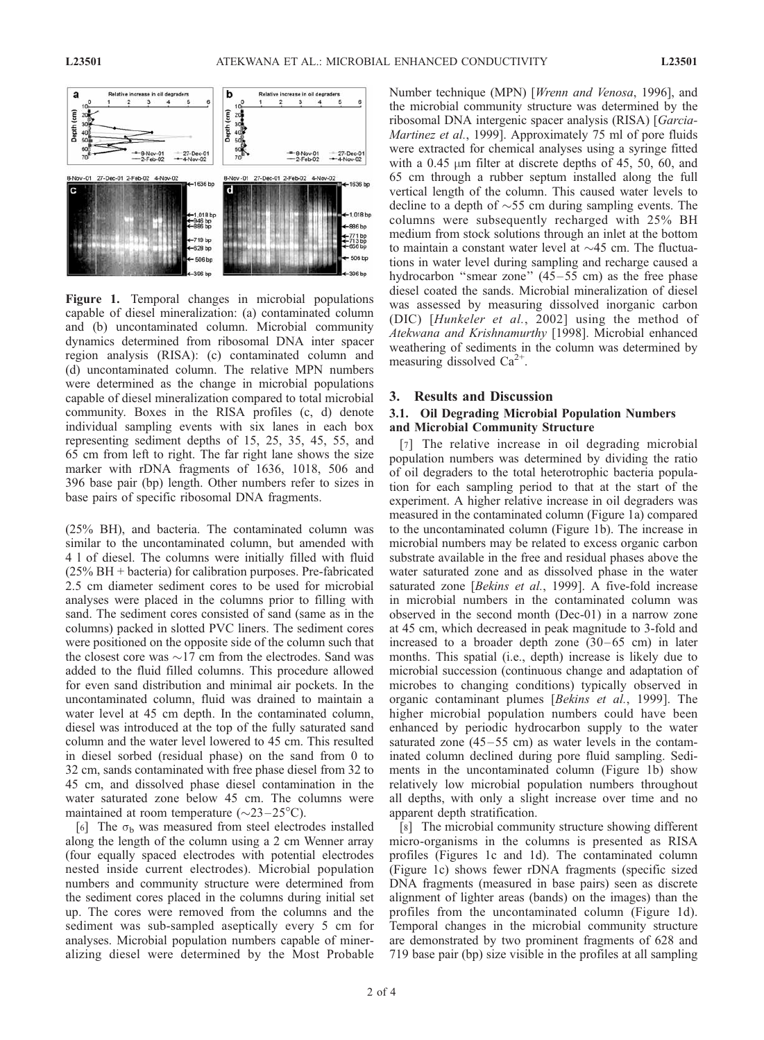**Figure 1.** Temporal changes in microbial populations capable of diesel mineralization: (a) contaminated column and (b) uncontaminated column. Microbial community dynamics determined from ribosomal DNA inter spacer region analysis (RISA): (c) contaminated column and (d) uncontaminated column. The relative MPN numbers were determined as the change in microbial populations capable of diesel mineralization compared to total microbial community. Boxes in the RISA profiles (c, d) denote individual sampling events with six lanes in each box representing sediment depths of 15, 25, 35, 45, 55, and 65 cm from left to right. The far right lane shows the size marker with rDNA fragments of 1636, 1018, 506 and 396 base pair (bp) length. Other numbers refer to sizes in base pairs of specific ribosomal DNA fragments.

(25% BH), and bacteria. The contaminated column was similar to the uncontaminated column, but amended with 4 l of diesel. The columns were initially filled with fluid (25% BH + bacteria) for calibration purposes. Pre-fabricated 2.5 cm diameter sediment cores to be used for microbial analyses were placed in the columns prior to filling with sand. The sediment cores consisted of sand (same as in the columns) packed in slotted PVC liners. The sediment cores were positioned on the opposite side of the column such that the closest core was ~17 cm from the electrodes. Sand was added to the fluid filled columns. This procedure allowed for even sand distribution and minimal air pockets. In the uncontaminated column, fluid was drained to maintain a water level at 45 cm depth. In the contaminated column, diesel was introduced at the top of the fully saturated sand column and the water level lowered to 45 cm. This resulted in diesel sorbed (residual phase) on the sand from 0 to 32 cm, sands contaminated with free phase diesel from 32 to 45 cm, and dissolved phase diesel contamination in the water saturated zone below 45 cm. The columns were maintained at room temperature (~23–25°C).

[6] The $\sigma_b$ was measured from steel electrodes installed along the length of the column using a 2 cm Wenner array (four equally spaced electrodes with potential electrodes nested inside current electrodes). Microbial population numbers and community structure were determined from the sediment cores placed in the columns during initial set up. The cores were removed from the columns and the sediment was sub-sampled aseptically every 5 cm for analyses. Microbial population numbers capable of mineralizing diesel were determined by the Most Probable Number technique (MPN) [*Wrenn and Venosa*, 1996], and the microbial community structure was determined by the ribosomal DNA intergenic spacer analysis (RISA) [*Garcia-Martinez et al.*, 1999]. Approximately 75 ml of pore fluids were extracted for chemical analyses using a syringe fitted with a 0.45 μm filter at discrete depths of 45, 50, 60, and 65 cm through a rubber septum installed along the full vertical length of the column. This caused water levels to decline to a depth of ~55 cm during sampling events. The columns were subsequently recharged with 25% BH medium from stock solutions through an inlet at the bottom to maintain a constant water level at ~45 cm. The fluctuations in water level during sampling and recharge caused a hydrocarbon "smear zone" (45–55 cm) as the free phase diesel coated the sands. Microbial mineralization of diesel was assessed by measuring dissolved inorganic carbon (DIC) [*Hunkeler et al.*, 2002] using the method of *Atekwana and Krishnamurthy* [1998]. Microbial enhanced weathering of sediments in the column was determined by measuring dissolved $Ca^{2+}$.

## 3. Results and Discussion

### 3.1. Oil Degrading Microbial Population Numbers and Microbial Community Structure

[7] The relative increase in oil degrading microbial population numbers was determined by dividing the ratio of oil degraders to the total heterotrophic bacteria population for each sampling period to that at the start of the experiment. A higher relative increase in oil degraders was measured in the contaminated column (Figure 1a) compared to the uncontaminated column (Figure 1b). The increase in microbial numbers may be related to excess organic carbon substrate available in the free and residual phases above the water saturated zone and as dissolved phase in the water saturated zone [*Bekins et al.*, 1999]. A five-fold increase in microbial numbers in the contaminated column was observed in the second month (Dec-01) in a narrow zone at 45 cm, which decreased in peak magnitude to 3-fold and increased to a broader depth zone (30–65 cm) in later months. This spatial (i.e., depth) increase is likely due to microbial succession (continuous change and adaptation of microbes to changing conditions) typically observed in organic contaminant plumes [*Bekins et al.*, 1999]. The higher microbial population numbers could have been enhanced by periodic hydrocarbon supply to the water saturated zone (45–55 cm) as water levels in the contaminated column declined during pore fluid sampling. Sediments in the uncontaminated column (Figure 1b) show relatively low microbial population numbers throughout all depths, with only a slight increase over time and no apparent depth stratification.

[8] The microbial community structure showing different micro-organisms in the columns is presented as RISA profiles (Figures 1c and 1d). The contaminated column (Figure 1c) shows fewer rDNA fragments (specific sized DNA fragments (measured in base pairs) seen as discrete alignment of lighter areas (bands) on the images) than the profiles from the uncontaminated column (Figure 1d). Temporal changes in the microbial community structure are demonstrated by two prominent fragments of 628 and 719 base pair (bp) size visible in the profiles at all sampling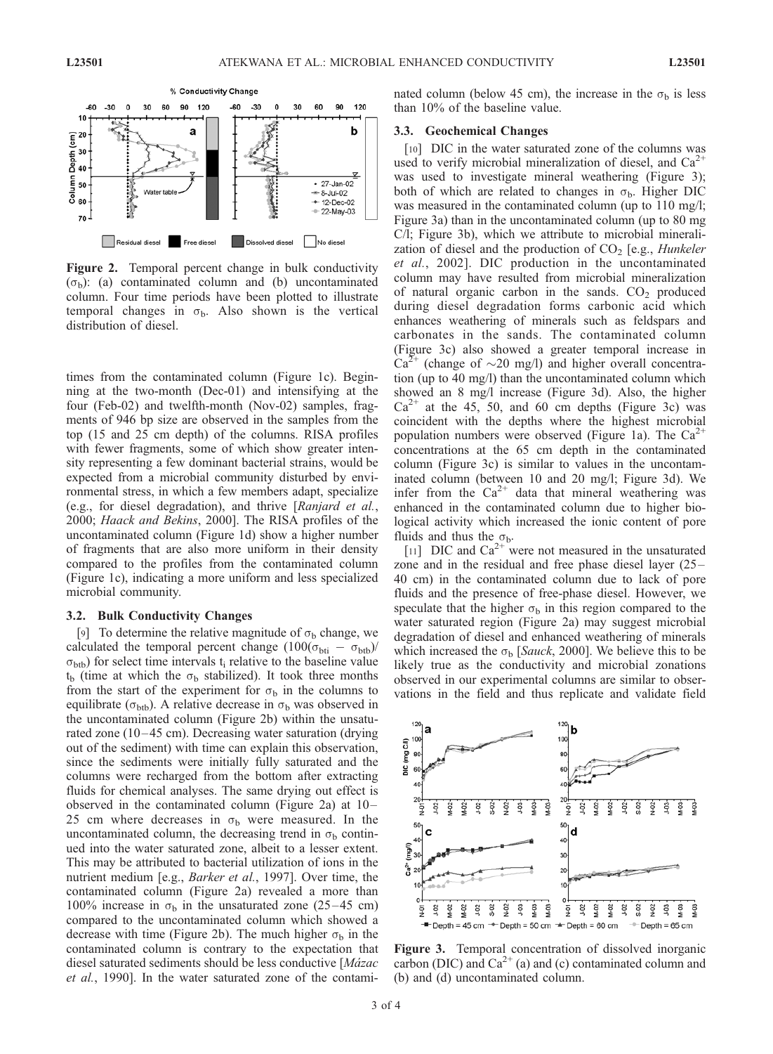Figure 2. Temporal percent change in bulk conductivity ($\sigma_b$): (a) contaminated column and (b) uncontaminated column. Four time periods have been plotted to illustrate temporal changes in $\sigma_b$. Also shown is the vertical distribution of diesel.

times from the contaminated column (Figure 1c). Beginning at the two-month (Dec-01) and intensifying at the four (Feb-02) and twelfth-month (Nov-02) samples, fragments of 946 bp size are observed in the samples from the top (15 and 25 cm depth) of the columns. RISA profiles with fewer fragments, some of which show greater intensity representing a few dominant bacterial strains, would be expected from a microbial community disturbed by environmental stress, in which a few members adapt, specialize (e.g., for diesel degradation), and thrive [*Ranjard et al.*, 2000; *Haack and Bekins*, 2000]. The RISA profiles of the uncontaminated column (Figure 1d) show a higher number of fragments that are also more uniform in their density compared to the profiles from the contaminated column (Figure 1c), indicating a more uniform and less specialized microbial community.

### 3.2. Bulk Conductivity Changes

[9] To determine the relative magnitude of $\sigma_b$ change, we calculated the temporal percent change ($100(\sigma_{bti} - \sigma_{btb})/\sigma_{btb}$) for select time intervals $t_i$ relative to the baseline value $t_b$ (time at which the $\sigma_b$ stabilized). It took three months from the start of the experiment for $\sigma_b$ in the columns to equilibrate ($\sigma_{btb}$). A relative decrease in $\sigma_b$ was observed in the uncontaminated column (Figure 2b) within the unsaturated zone (10–45 cm). Decreasing water saturation (drying out of the sediment) with time can explain this observation, since the sediments were initially fully saturated and the columns were recharged from the bottom after extracting fluids for chemical analyses. The same drying out effect is observed in the contaminated column (Figure 2a) at 10–25 cm where decreases in $\sigma_b$ were measured. In the uncontaminated column, the decreasing trend in $\sigma_b$ continued into the water saturated zone, albeit to a lesser extent. This may be attributed to bacterial utilization of ions in the nutrient medium [e.g., *Barker et al.*, 1997]. Over time, the contaminated column (Figure 2a) revealed a more than 100% increase in $\sigma_b$ in the unsaturated zone (25–45 cm) compared to the uncontaminated column which showed a decrease with time (Figure 2b). The much higher $\sigma_b$ in the contaminated column is contrary to the expectation that diesel saturated sediments should be less conductive [*Mázac et al.*, 1990]. In the water saturated zone of the contaminated column (below 45 cm), the increase in the $\sigma_b$ is less than 10% of the baseline value.

### 3.3. Geochemical Changes

[10] DIC in the water saturated zone of the columns was used to verify microbial mineralization of diesel, and $Ca^{2+}$ was used to investigate mineral weathering (Figure 3); both of which are related to changes in $\sigma_b$. Higher DIC was measured in the contaminated column (up to 110 mg/l; Figure 3a) than in the uncontaminated column (up to 80 mg C/l; Figure 3b), which we attribute to microbial mineralization of diesel and the production of $CO_2$ [e.g., *Hunkeler et al.*, 2002]. DIC production in the uncontaminated column may have resulted from microbial mineralization of natural organic carbon in the sands. $CO_2$ produced during diesel degradation forms carbonic acid which enhances weathering of minerals such as feldspars and carbonates in the sands. The contaminated column (Figure 3c) also showed a greater temporal increase in $Ca^{2+}$ (change of ~20 mg/l) and higher overall concentration (up to 40 mg/l) than the uncontaminated column which showed an 8 mg/l increase (Figure 3d). Also, the higher $Ca^{2+}$ at the 45, 50, and 60 cm depths (Figure 3c) was coincident with the depths where the highest microbial population numbers were observed (Figure 1a). The $Ca^{2+}$ concentrations at the 65 cm depth in the contaminated column (Figure 3c) is similar to values in the uncontaminated column (between 10 and 20 mg/l; Figure 3d). We infer from the $Ca^{2+}$ data that mineral weathering was enhanced in the contaminated column due to higher biological activity which increased the ionic content of pore fluids and thus the $\sigma_b$.

[11] DIC and $Ca^{2+}$ were not measured in the unsaturated zone and in the residual and free phase diesel layer (25–40 cm) in the contaminated column due to lack of pore fluids and the presence of free-phase diesel. However, we speculate that the higher $\sigma_b$ in this region compared to the water saturated region (Figure 2a) may suggest microbial degradation of diesel and enhanced weathering of minerals which increased the $\sigma_b$ [*Sauck*, 2000]. We believe this to be likely true as the conductivity and microbial zonations observed in our experimental columns are similar to observations in the field and thus replicate and validate field

Figure 3. Temporal concentration of dissolved inorganic carbon (DIC) and $Ca^{2+}$ (a) and (c) contaminated column and (b) and (d) uncontaminated column.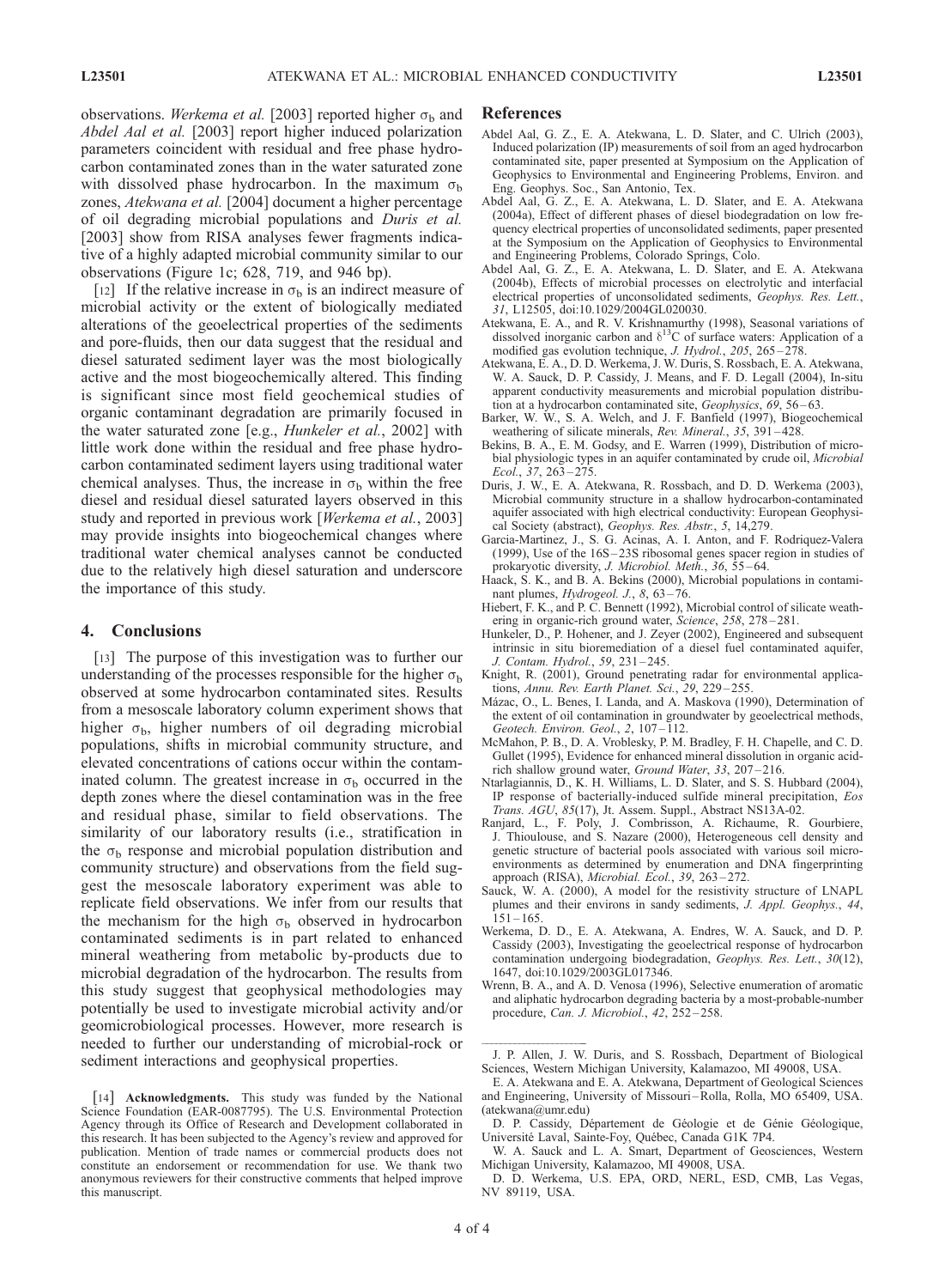observations. *Werkema et al.* [2003] reported higher $\sigma_b$ and *Abdel Aal et al.* [2003] report higher induced polarization parameters coincident with residual and free phase hydrocarbon contaminated zones than in the water saturated zone with dissolved phase hydrocarbon. In the maximum $\sigma_b$ zones, *Atekwana et al.* [2004] document a higher percentage of oil degrading microbial populations and *Duris et al.* [2003] show from RISA analyses fewer fragments indicative of a highly adapted microbial community similar to our observations (Figure 1c; 628, 719, and 946 bp).

[12] If the relative increase in $\sigma_b$ is an indirect measure of microbial activity or the extent of biologically mediated alterations of the geoelectrical properties of the sediments and pore-fluids, then our data suggest that the residual and diesel saturated sediment layer was the most biologically active and the most biogeochemically altered. This finding is significant since most field geochemical studies of organic contaminant degradation are primarily focused in the water saturated zone [e.g., *Hunkeler et al.*, 2002] with little work done within the residual and free phase hydrocarbon contaminated sediment layers using traditional water chemical analyses. Thus, the increase in $\sigma_b$ within the free diesel and residual diesel saturated layers observed in this study and reported in previous work [*Werkema et al.*, 2003] may provide insights into biogeochemical changes where traditional water chemical analyses cannot be conducted due to the relatively high diesel saturation and underscore the importance of this study.

## 4. Conclusions

[13] The purpose of this investigation was to further our understanding of the processes responsible for the higher $\sigma_b$ observed at some hydrocarbon contaminated sites. Results from a mesoscale laboratory column experiment shows that higher $\sigma_b$, higher numbers of oil degrading microbial populations, shifts in microbial community structure, and elevated concentrations of cations occur within the contaminated column. The greatest increase in $\sigma_b$ occurred in the depth zones where the diesel contamination was in the free and residual phase, similar to field observations. The similarity of our laboratory results (i.e., stratification in the $\sigma_b$ response and microbial population distribution and community structure) and observations from the field suggest the mesoscale laboratory experiment was able to replicate field observations. We infer from our results that the mechanism for the high $\sigma_b$ observed in hydrocarbon contaminated sediments is in part related to enhanced mineral weathering from metabolic by-products due to microbial degradation of the hydrocarbon. The results from this study suggest that geophysical methodologies may potentially be used to investigate microbial activity and/or geomicrobiological processes. However, more research is needed to further our understanding of microbial-rock or sediment interactions and geophysical properties.

[14] **Acknowledgments.** This study was funded by the National Science Foundation (EAR-0087795). The U.S. Environmental Protection Agency through its Office of Research and Development collaborated in this research. It has been subjected to the Agency's review and approved for publication. Mention of trade names or commercial products does not constitute an endorsement or recommendation for use. We thank two anonymous reviewers for their constructive comments that helped improve this manuscript.

## References

Abdel Aal, G. Z., E. A. Atekwana, L. D. Slater, and C. Ulrich (2003), Induced polarization (IP) measurements of soil from an aged hydrocarbon contaminated site, paper presented at Symposium on the Application of Geophysics to Environmental and Engineering Problems, Environ. and Eng. Geophys. Soc., San Antonio, Tex.

Abdel Aal, G. Z., E. A. Atekwana, L. D. Slater, and E. A. Atekwana (2004a), Effect of different phases of diesel biodegradation on low frequency electrical properties of unconsolidated sediments, paper presented at the Symposium on the Application of Geophysics to Environmental and Engineering Problems, Colorado Springs, Colo.

Abdel Aal, G. Z., E. A. Atekwana, L. D. Slater, and E. A. Atekwana (2004b), Effects of microbial processes on electrolytic and interfacial electrical properties of unconsolidated sediments, *Geophys. Res. Lett.*, *31*, L12505, doi:10.1029/2004GL020030.

Atekwana, E. A., and R. V. Krishnamurthy (1998), Seasonal variations of dissolved inorganic carbon and $\delta^{13}C$ of surface waters: Application of a modified gas evolution technique, *J. Hydrol.*, *205*, 265–278.

Atekwana, E. A., D. D. Werkema, J. W. Duris, S. Rossbach, E. A. Atekwana, W. A. Sauck, D. P. Cassidy, J. Means, and F. D. Legall (2004), In-situ apparent conductivity measurements and microbial population distribution at a hydrocarbon contaminated site, *Geophysics*, *69*, 56–63.

Barker, W. W., S. A. Welch, and J. F. Banfield (1997), Biogeochemical weathering of silicate minerals, *Rev. Mineral.*, *35*, 391–428.

Bekins, B. A., E. M. Godsy, and E. Warren (1999), Distribution of microbial physiologic types in an aquifer contaminated by crude oil, *Microbial Ecol.*, *37*, 263–275.

Duris, J. W., E. A. Atekwana, R. Rossbach, and D. D. Werkema (2003), Microbial community structure in a shallow hydrocarbon-contaminated aquifer associated with high electrical conductivity: European Geophysical Society (abstract), *Geophys. Res. Abstr.*, *5*, 14,279.

Garcia-Martinez, J., S. G. Acinas, A. I. Anton, and F. Rodriquez-Valera (1999), Use of the 16S–23S ribosomal genes spacer region in studies of prokaryotic diversity, *J. Microbiol. Meth.*, *36*, 55–64.

Haack, S. K., and B. A. Bekins (2000), Microbial populations in contaminant plumes, *Hydrogeol. J.*, *8*, 63–76.

Hiebert, F. K., and P. C. Bennett (1992), Microbial control of silicate weathering in organic-rich ground water, *Science*, *258*, 278–281.

Hunkeler, D., P. Hohener, and J. Zeyer (2002), Engineered and subsequent intrinsic in situ bioremediation of a diesel fuel contaminated aquifer, *J. Contam. Hydrol.*, *59*, 231–245.

Knight, R. (2001), Ground penetrating radar for environmental applications, *Annu. Rev. Earth Planet. Sci.*, *29*, 229–255.

Mázac, O., L. Benes, I. Landa, and A. Maskova (1990), Determination of the extent of oil contamination in groundwater by geoelectrical methods, *Geotech. Environ. Geol.*, *2*, 107–112.

McMahon, P. B., D. A. Vroblesky, P. M. Bradley, F. H. Chapelle, and C. D. Gullet (1995), Evidence for enhanced mineral dissolution in organic acid-rich shallow ground water, *Ground Water*, *33*, 207–216.

Ntarlagiannis, D., K. H. Williams, L. D. Slater, and S. S. Hubbard (2004), IP response of bacterially-induced sulfide mineral precipitation, *Eos Trans. AGU*, *85*(17), Jt. Assem. Suppl., Abstract NS13A-02.

Ranjard, L., F. Poly, J. Combrisson, A. Richaume, R. Gourbiere, J. Thioulouse, and S. Nazare (2000), Heterogeneous cell density and genetic structure of bacterial pools associated with various soil microenvironments as determined by enumeration and DNA fingerprinting approach (RISA), *Microbial. Ecol.*, *39*, 263–272.

Sauck, W. A. (2000), A model for the resistivity structure of LNAPL plumes and their environs in sandy sediments, *J. Appl. Geophys.*, *44*, 151–165.

Werkema, D. D., E. A. Atekwana, A. Endres, W. A. Sauck, and D. P. Cassidy (2003), Investigating the geoelectrical response of hydrocarbon contamination undergoing biodegradation, *Geophys. Res. Lett.*, *30*(12), 1647, doi:10.1029/2003GL017346.

Wrenn, B. A., and A. D. Venosa (1996), Selective enumeration of aromatic and aliphatic hydrocarbon degrading bacteria by a most-probable-number procedure, *Can. J. Microbiol.*, *42*, 252–258.

---

J. P. Allen, J. W. Duris, and S. Rossbach, Department of Biological Sciences, Western Michigan University, Kalamazoo, MI 49008, USA.

E. A. Atekwana and E. A. Atekwana, Department of Geological Sciences and Engineering, University of Missouri–Rolla, Rolla, MO 65409, USA. (atekwana@umr.edu)

D. P. Cassidy, Département de Géologie et de Génie Géologique, Université Laval, Sainte-Foy, Québec, Canada G1K 7P4.

W. A. Sauck and L. A. Smart, Department of Geosciences, Western Michigan University, Kalamazoo, MI 49008, USA.

D. D. Werkema, U.S. EPA, ORD, NERL, ESD, CMB, Las Vegas, NV 89119, USA.